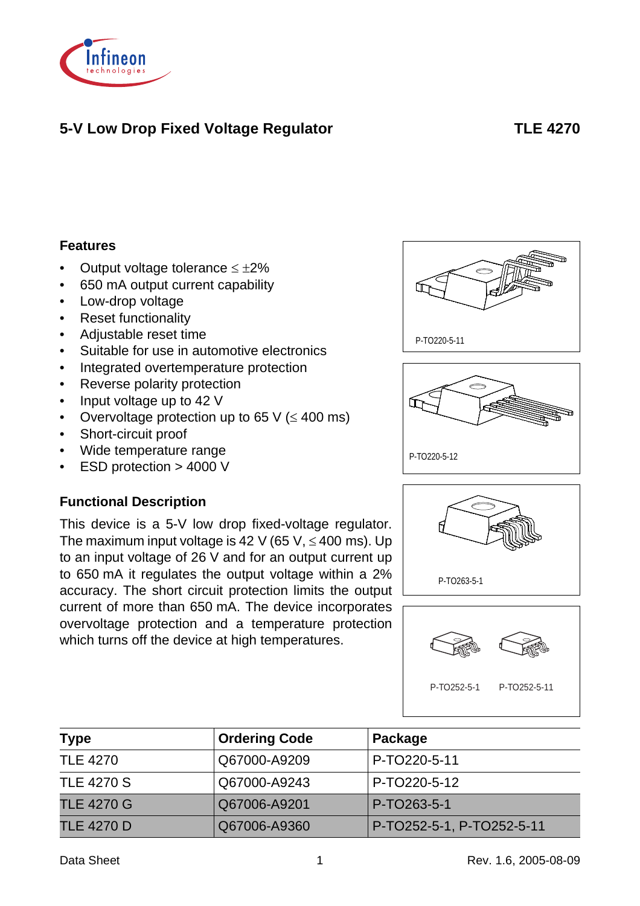# 5-V Low Drop Fixed Voltage Regulator

**TLE 4270**

## Features

- Output voltage tolerance ≤ ±2%
- 650 mA output current capability
- Low-drop voltage
- Reset functionality
- Adjustable reset time
- Suitable for use in automotive electronics
- Integrated overtemperature protection
- Reverse polarity protection
- Input voltage up to 42 V
- Overvoltage protection up to 65 V (≤ 400 ms)
- Short-circuit proof
- Wide temperature range
- ESD protection > 4000 V

P-TO220-5-11

P-TO220-5-12

P-TO263-5-1

P-TO252-5-1 P-TO252-5-11

## Functional Description

This device is a 5-V low drop fixed-voltage regulator. The maximum input voltage is 42 V (65 V, ≤ 400 ms). Up to an input voltage of 26 V and for an output current up to 650 mA it regulates the output voltage within a 2% accuracy. The short circuit protection limits the output current of more than 650 mA. The device incorporates overvoltage protection and a temperature protection which turns off the device at high temperatures.

| Type | Ordering Code | Package |
|---|---|---|
| TLE 4270 | Q67000-A9209 | P-TO220-5-11 |
| TLE 4270 S | Q67000-A9243 | P-TO220-5-12 |
| TLE 4270 G | Q67006-A9201 | P-TO263-5-1 |
| TLE 4270 D | Q67006-A9360 | P-TO252-5-1, P-TO252-5-11 |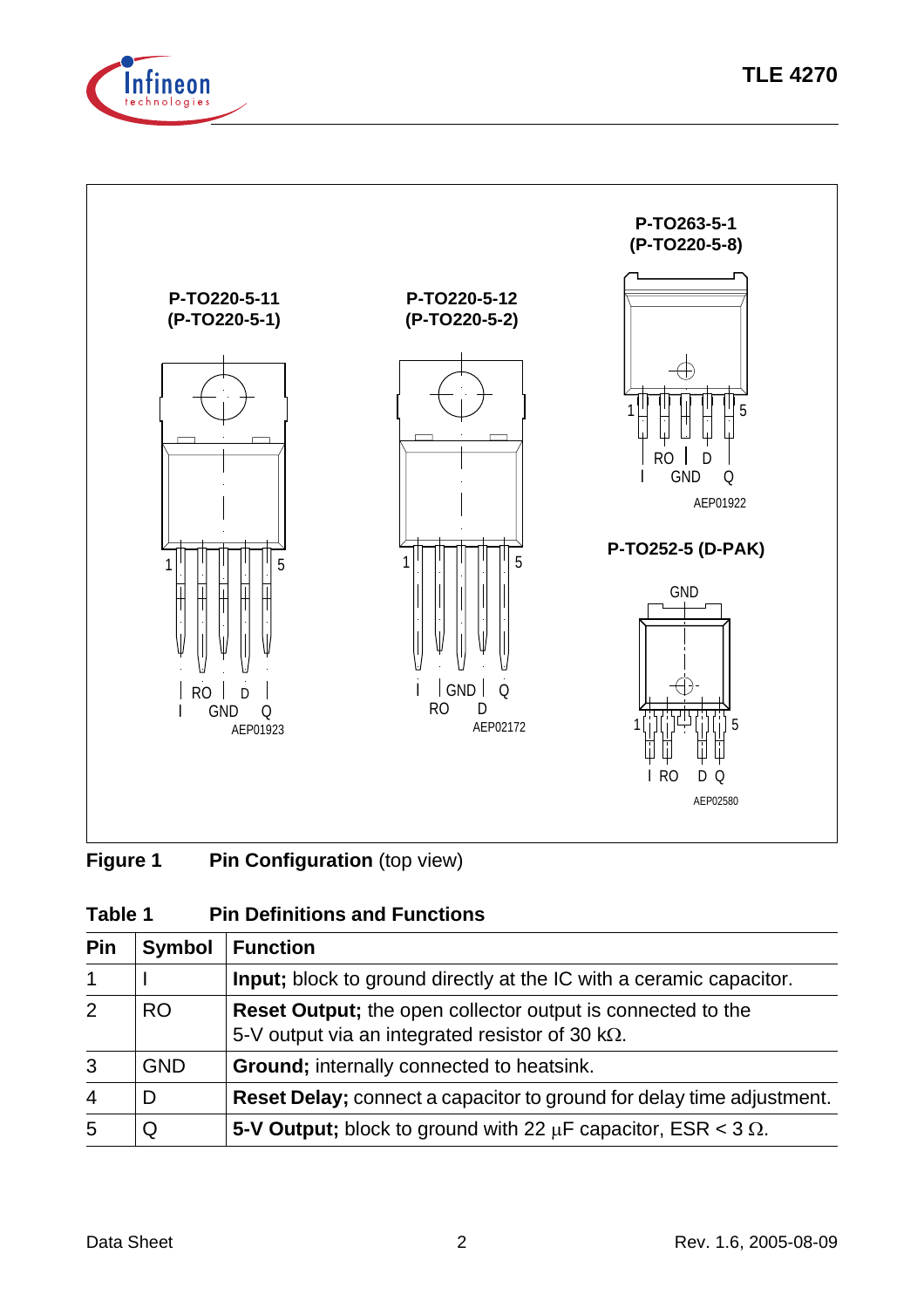**Figure 1 Pin Configuration** (top view)

**Table 1 Pin Definitions and Functions**

| Pin | Symbol | Function |
|---|---|---|
| 1 | I | **Input;** block to ground directly at the IC with a ceramic capacitor. |
| 2 | RO | **Reset Output;** the open collector output is connected to the 5-V output via an integrated resistor of 30 kΩ. |
| 3 | GND | **Ground;** internally connected to heatsink. |
| 4 | D | **Reset Delay;** connect a capacitor to ground for delay time adjustment. |
| 5 | Q | **5-V Output;** block to ground with 22 µF capacitor, ESR < 3 Ω. |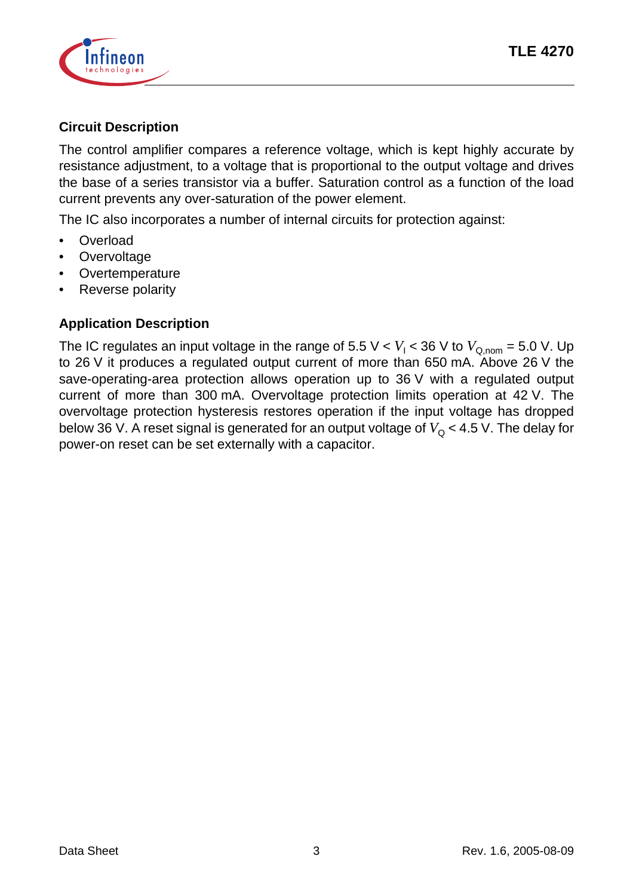## Circuit Description

The control amplifier compares a reference voltage, which is kept highly accurate by resistance adjustment, to a voltage that is proportional to the output voltage and drives the base of a series transistor via a buffer. Saturation control as a function of the load current prevents any over-saturation of the power element.

The IC also incorporates a number of internal circuits for protection against:

- Overload
- Overvoltage
- Overtemperature
- Reverse polarity

## Application Description

The IC regulates an input voltage in the range of 5.5 V < $V_I$ < 36 V to $V_{Q,nom}$ = 5.0 V. Up to 26 V it produces a regulated output current of more than 650 mA. Above 26 V the save-operating-area protection allows operation up to 36 V with a regulated output current of more than 300 mA. Overvoltage protection limits operation at 42 V. The overvoltage protection hysteresis restores operation if the input voltage has dropped below 36 V. A reset signal is generated for an output voltage of $V_Q$ < 4.5 V. The delay for power-on reset can be set externally with a capacitor.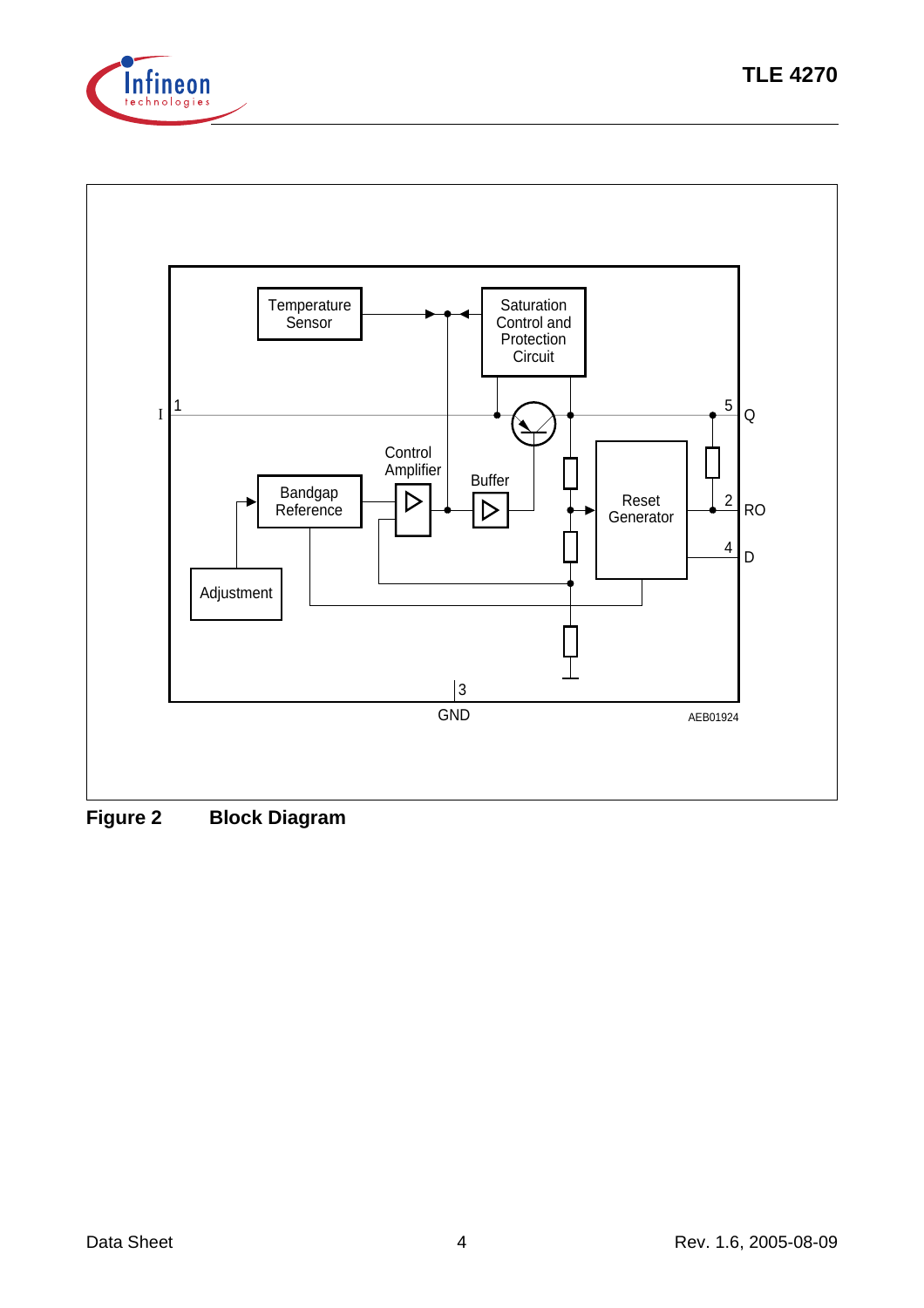Figure 2 Block Diagram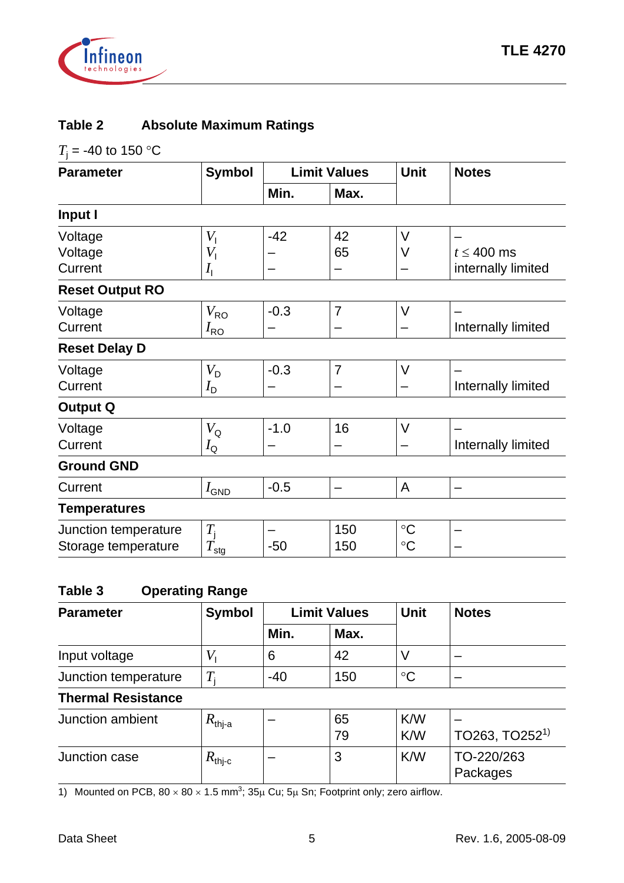**Table 2 Absolute Maximum Ratings**

$T_j$ = -40 to 150 °C

| Parameter | Symbol | Limit Values | | Unit | Notes |
|---|---|---|---|---|---|
| | | Min. | Max. | | |
| **Input I** | | | | | |
| Voltage | $V_I$ | -42 | 42 | V | – |
| Voltage | $V_I$ | – | 65 | V | $t \leq$ 400 ms |
| Current | $I_I$ | – | – | – | internally limited |
| **Reset Output RO** | | | | | |
| Voltage | $V_{RO}$ | -0.3 | 7 | V | – |
| Current | $I_{RO}$ | – | – | – | Internally limited |
| **Reset Delay D** | | | | | |
| Voltage | $V_D$ | -0.3 | 7 | V | – |
| Current | $I_D$ | – | – | – | Internally limited |
| **Output Q** | | | | | |
| Voltage | $V_Q$ | -1.0 | 16 | V | – |
| Current | $I_Q$ | – | – | – | Internally limited |
| **Ground GND** | | | | | |
| Current | $I_{GND}$ | -0.5 | – | A | – |
| **Temperatures** | | | | | |
| Junction temperature | $T_j$ | – | 150 | °C | – |
| Storage temperature | $T_{stg}$ | -50 | 150 | °C | – |

**Table 3 Operating Range**

| Parameter | Symbol | Limit Values | | Unit | Notes |
|---|---|---|---|---|---|
| | | Min. | Max. | | |
| Input voltage | $V_I$ | 6 | 42 | V | – |
| Junction temperature | $T_j$ | -40 | 150 | °C | – |
| **Thermal Resistance** | | | | | |
| Junction ambient | $R_{thj-a}$ | – | 65 | K/W | – |
| | | | 79 | K/W | TO263, TO252[1)] |
| Junction case | $R_{thj-c}$ | – | 3 | K/W | TO-220/263 Packages |

1) Mounted on PCB, 80 × 80 × 1.5 mm³; 35µ Cu; 5µ Sn; Footprint only; zero airflow.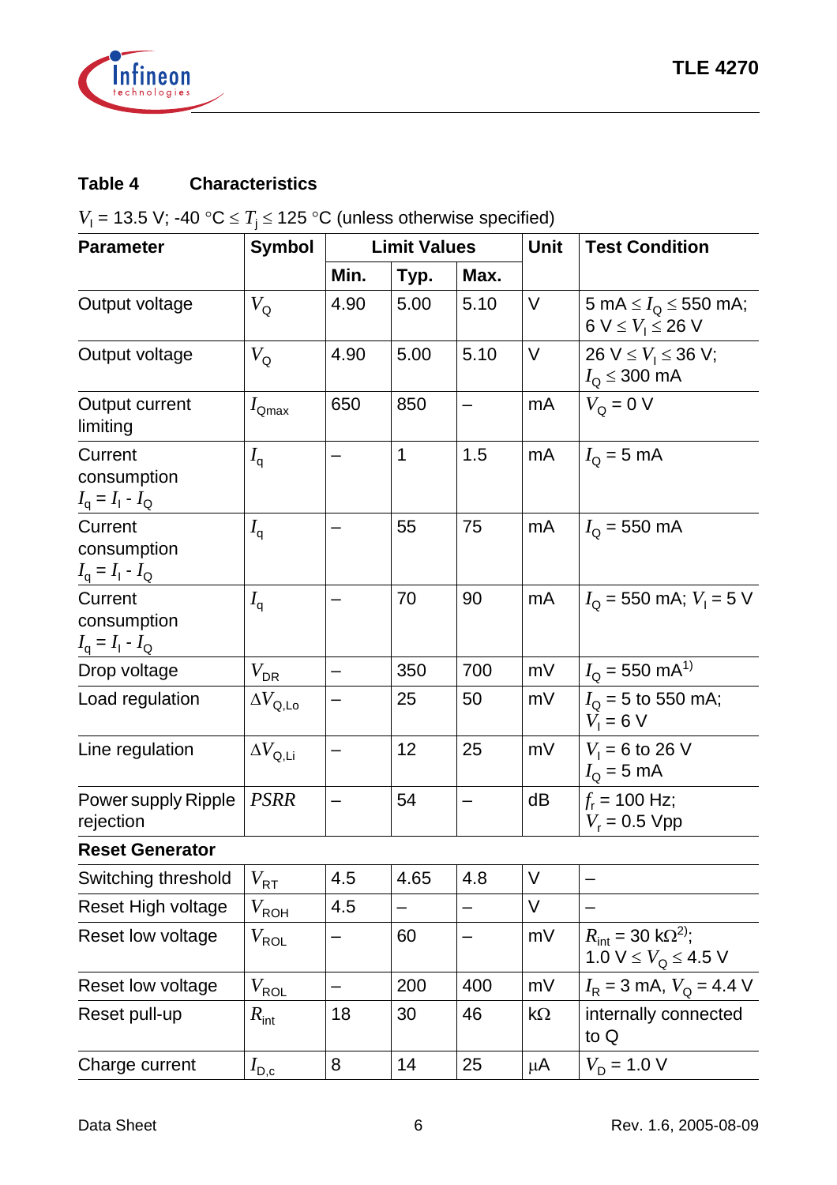**Table 4 Characteristics**

$V_I$ = 13.5 V; -40 °C ≤ $T_j$ ≤ 125 °C (unless otherwise specified)

| Parameter | Symbol | Limit Values | | | Unit | Test Condition |
|---|---|---|---|---|---|---|
| | | Min. | Typ. | Max. | | |
| Output voltage | $V_Q$ | 4.90 | 5.00 | 5.10 | V | 5 mA ≤ $I_Q$ ≤ 550 mA; 6 V ≤ $V_I$ ≤ 26 V |
| Output voltage | $V_Q$ | 4.90 | 5.00 | 5.10 | V | 26 V ≤ $V_I$ ≤ 36 V; $I_Q$ ≤ 300 mA |
| Output current limiting | $I_{Qmax}$ | 650 | 850 | – | mA | $V_Q$ = 0 V |
| Current consumption $I_q = I_I - I_Q$ | $I_q$ | – | 1 | 1.5 | mA | $I_Q$ = 5 mA |
| Current consumption $I_q = I_I - I_Q$ | $I_q$ | – | 55 | 75 | mA | $I_Q$ = 550 mA |
| Current consumption $I_q = I_I - I_Q$ | $I_q$ | – | 70 | 90 | mA | $I_Q$ = 550 mA; $V_I$ = 5 V |
| Drop voltage | $V_{DR}$ | – | 350 | 700 | mV | $I_Q$ = 550 mA[1)] |
| Load regulation | $\Delta V_{Q,Lo}$ | – | 25 | 50 | mV | $I_Q$ = 5 to 550 mA; $V_I$ = 6 V |
| Line regulation | $\Delta V_{Q,Li}$ | – | 12 | 25 | mV | $V_I$ = 6 to 26 V $I_Q$ = 5 mA |
| Power supply Ripple rejection | $PSRR$ | – | 54 | – | dB | $f_r$ = 100 Hz; $V_r$ = 0.5 Vpp |
| **Reset Generator** | | | | | | |
| Switching threshold | $V_{RT}$ | 4.5 | 4.65 | 4.8 | V | – |
| Reset High voltage | $V_{ROH}$ | 4.5 | – | – | V | – |
| Reset low voltage | $V_{ROL}$ | – | 60 | – | mV | $R_{int}$ = 30 kΩ[2)]; 1.0 V ≤ $V_Q$ ≤ 4.5 V |
| Reset low voltage | $V_{ROL}$ | – | 200 | 400 | mV | $I_R$ = 3 mA, $V_Q$ = 4.4 V |
| Reset pull-up | $R_{int}$ | 18 | 30 | 46 | kΩ | internally connected to Q |
| Charge current | $I_{D,c}$ | 8 | 14 | 25 | µA | $V_D$ = 1.0 V |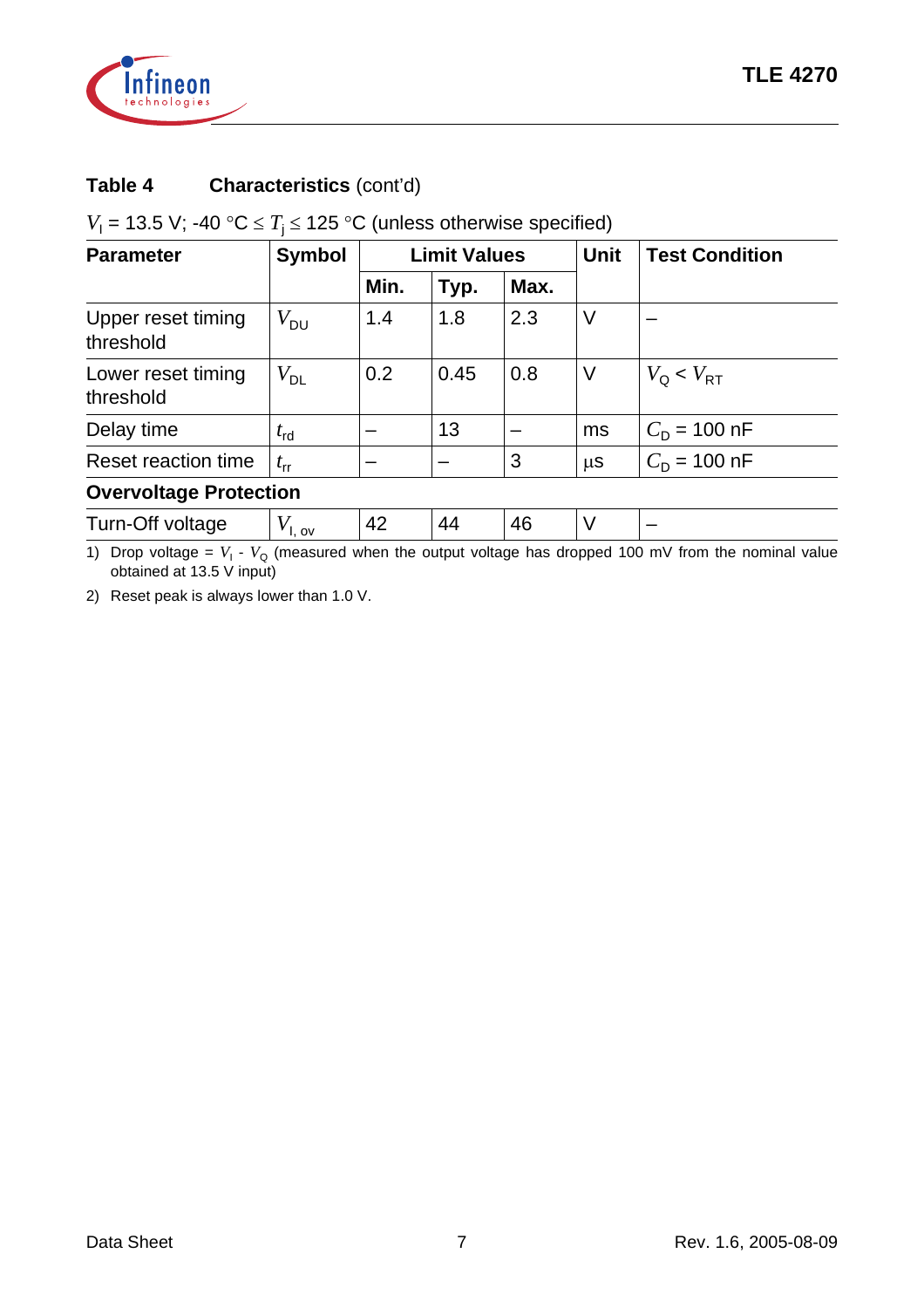**Table 4 Characteristics** (cont'd)

$V_I$ = 13.5 V; -40 °C ≤ $T_j$ ≤ 125 °C (unless otherwise specified)

| Parameter | Symbol | Limit Values | | | Unit | Test Condition |
|---|---|---|---|---|---|---|
| | | Min. | Typ. | Max. | | |
| Upper reset timing threshold | $V_{DU}$ | 1.4 | 1.8 | 2.3 | V | – |
| Lower reset timing threshold | $V_{DL}$ | 0.2 | 0.45 | 0.8 | V | $V_Q < V_{RT}$ |
| Delay time | $t_{rd}$ | – | 13 | – | ms | $C_D$ = 100 nF |
| Reset reaction time | $t_{rr}$ | – | – | 3 | µs | $C_D$ = 100 nF |
| **Overvoltage Protection** | | | | | | |
| Turn-Off voltage | $V_{I,\ ov}$ | 42 | 44 | 46 | V | – |

1) Drop voltage = $V_I$ - $V_Q$ (measured when the output voltage has dropped 100 mV from the nominal value obtained at 13.5 V input)

2) Reset peak is always lower than 1.0 V.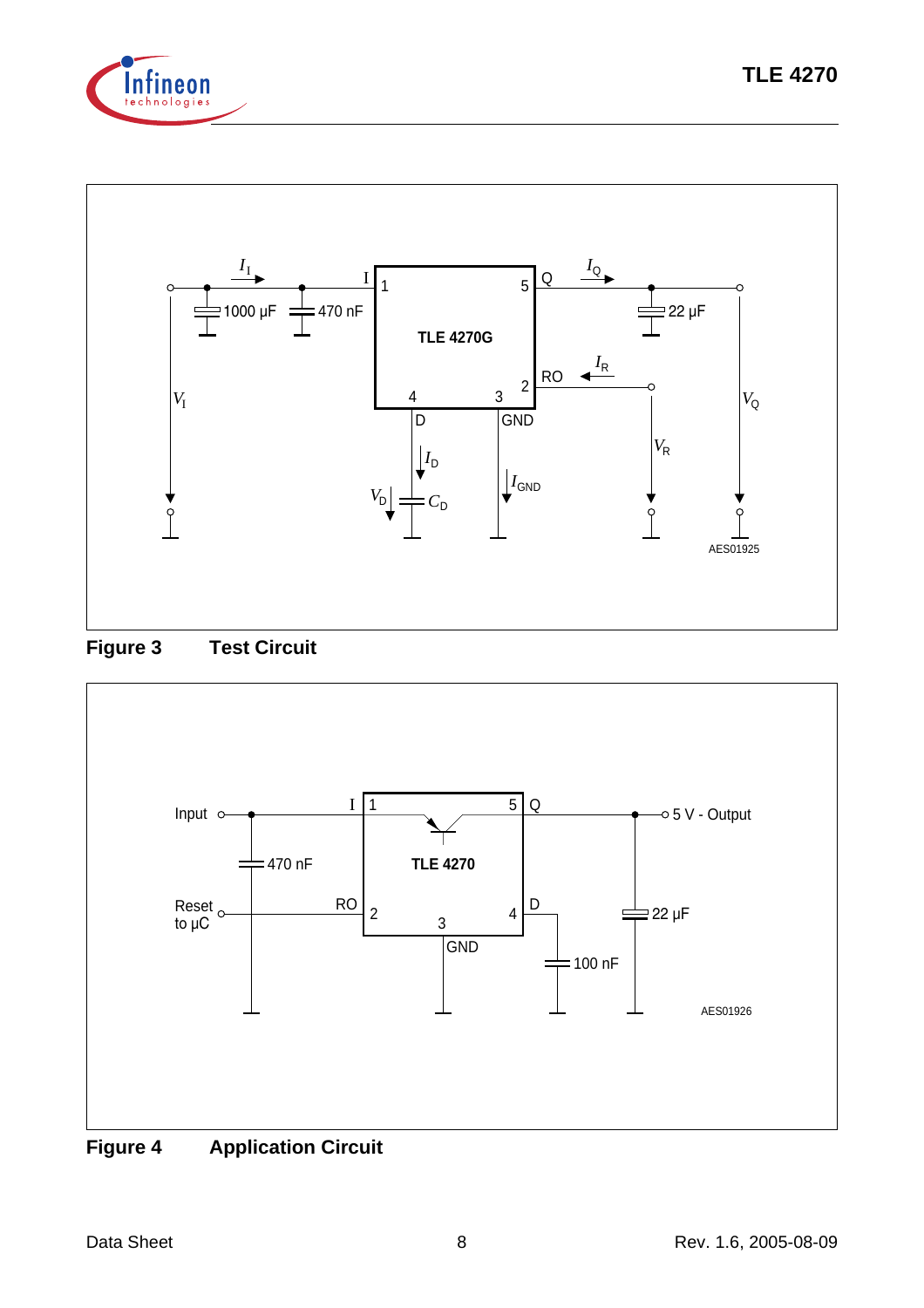**Figure 3 Test Circuit**

**Figure 4 Application Circuit**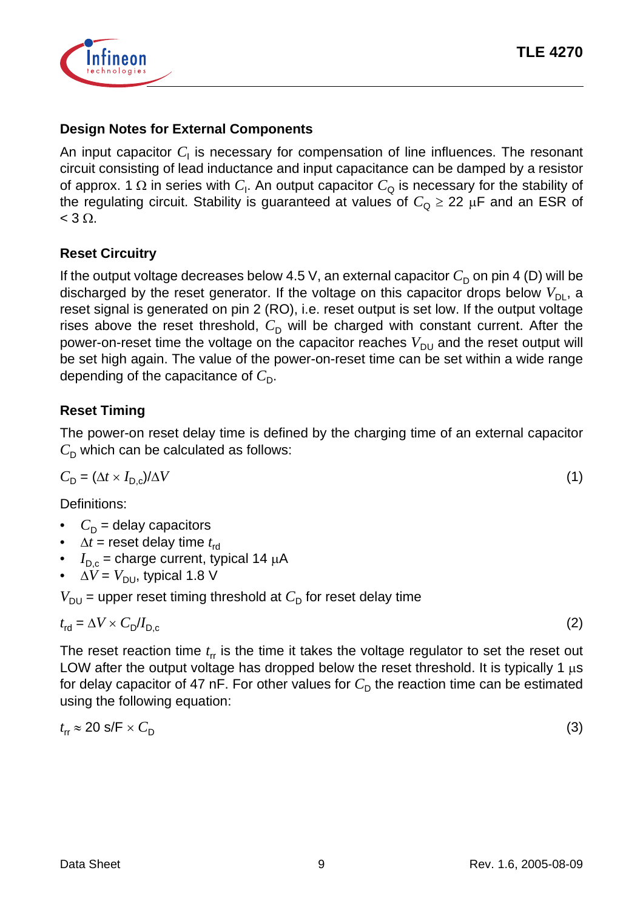## Design Notes for External Components

An input capacitor $C_I$ is necessary for compensation of line influences. The resonant circuit consisting of lead inductance and input capacitance can be damped by a resistor of approx. 1 Ω in series with $C_I$. An output capacitor $C_Q$ is necessary for the stability of the regulating circuit. Stability is guaranteed at values of $C_Q \geq 22\ \mu F$ and an ESR of < 3 Ω.

## Reset Circuitry

If the output voltage decreases below 4.5 V, an external capacitor $C_D$ on pin 4 (D) will be discharged by the reset generator. If the voltage on this capacitor drops below $V_{DL}$, a reset signal is generated on pin 2 (RO), i.e. reset output is set low. If the output voltage rises above the reset threshold, $C_D$ will be charged with constant current. After the power-on-reset time the voltage on the capacitor reaches $V_{DU}$ and the reset output will be set high again. The value of the power-on-reset time can be set within a wide range depending of the capacitance of $C_D$.

## Reset Timing

The power-on reset delay time is defined by the charging time of an external capacitor $C_D$ which can be calculated as follows:

$$C_D = (\Delta t \times I_{D,c})/\Delta V \qquad (1)$$

Definitions:

- $C_D$ = delay capacitors
- $\Delta t$ = reset delay time $t_{rd}$
- $I_{D,c}$ = charge current, typical 14 μA
- $\Delta V = V_{DU}$, typical 1.8 V

$V_{DU}$ = upper reset timing threshold at $C_D$ for reset delay time

$$t_{rd} = \Delta V \times C_D / I_{D,c} \qquad (2)$$

The reset reaction time $t_{rr}$ is the time it takes the voltage regulator to set the reset out LOW after the output voltage has dropped below the reset threshold. It is typically 1 μs for delay capacitor of 47 nF. For other values for $C_D$ the reaction time can be estimated using the following equation:

$$t_{rr} \approx 20\ \text{s/F} \times C_D \qquad (3)$$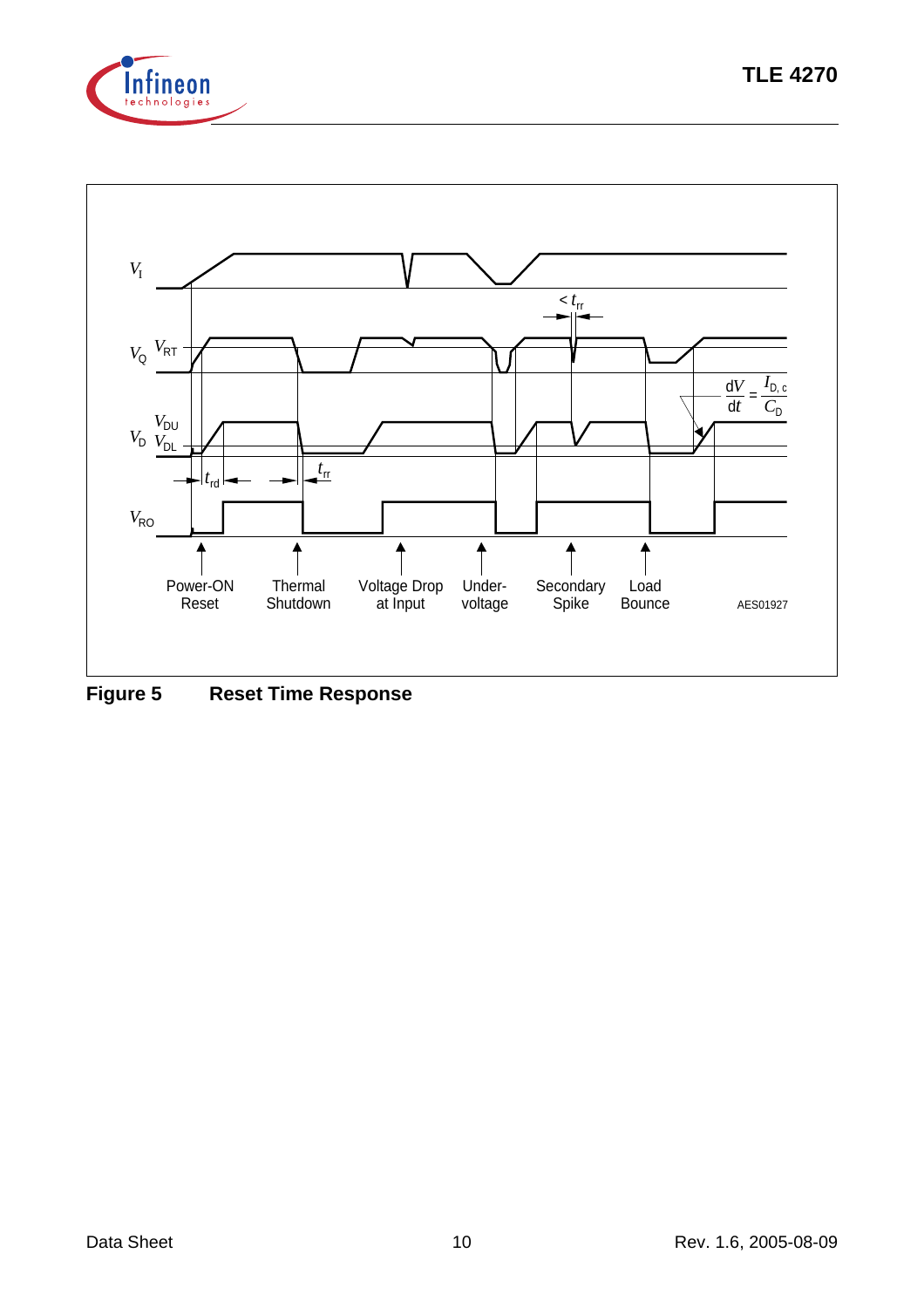**Figure 5 Reset Time Response**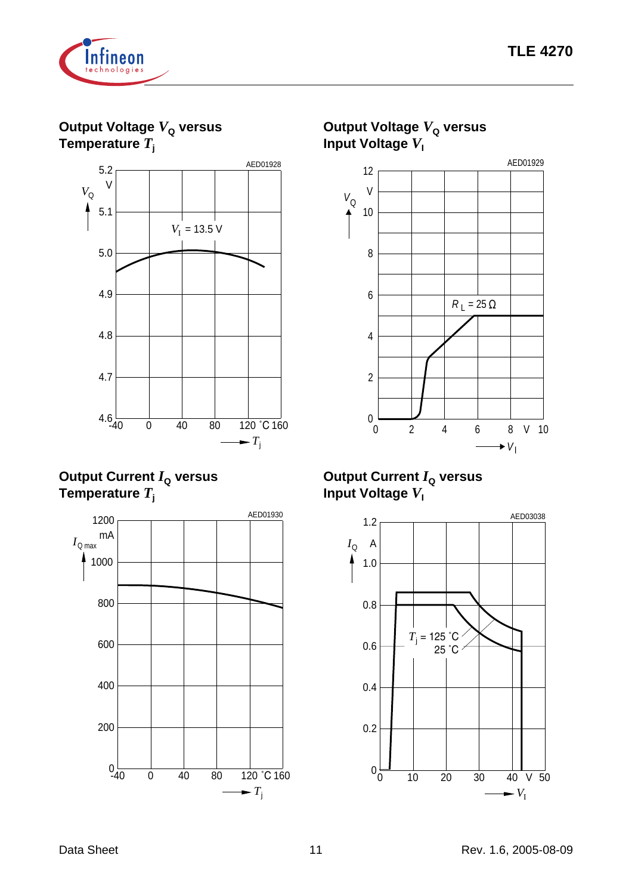### Output Voltage $V_Q$ versus Temperature $T_j$

AED01928

$V_Q$ (V) axis: 4.6, 4.7, 4.8, 4.9, 5.0, 5.1, 5.2

$T_j$ (°C) axis: -40, 0, 40, 80, 120, 160

$V_I$ = 13.5 V

### Output Voltage $V_Q$ versus Input Voltage $V_I$

AED01929

$V_Q$ (V) axis: 0, 2, 4, 6, 8, 10, 12

$V_I$ (V) axis: 0, 2, 4, 6, 8, 10

$R_L$ = 25 Ω

### Output Current $I_Q$ versus Temperature $T_j$

AED01930

$I_{Q\,max}$ (mA) axis: 0, 200, 400, 600, 800, 1000, 1200

$T_j$ (°C) axis: -40, 0, 40, 80, 120, 160

### Output Current $I_Q$ versus Input Voltage $V_I$

AED03038

$I_Q$ (A) axis: 0, 0.2, 0.4, 0.6, 0.8, 1.0, 1.2

$V_I$ (V) axis: 0, 10, 20, 30, 40, 50

$T_j$ = 125 °C

25 °C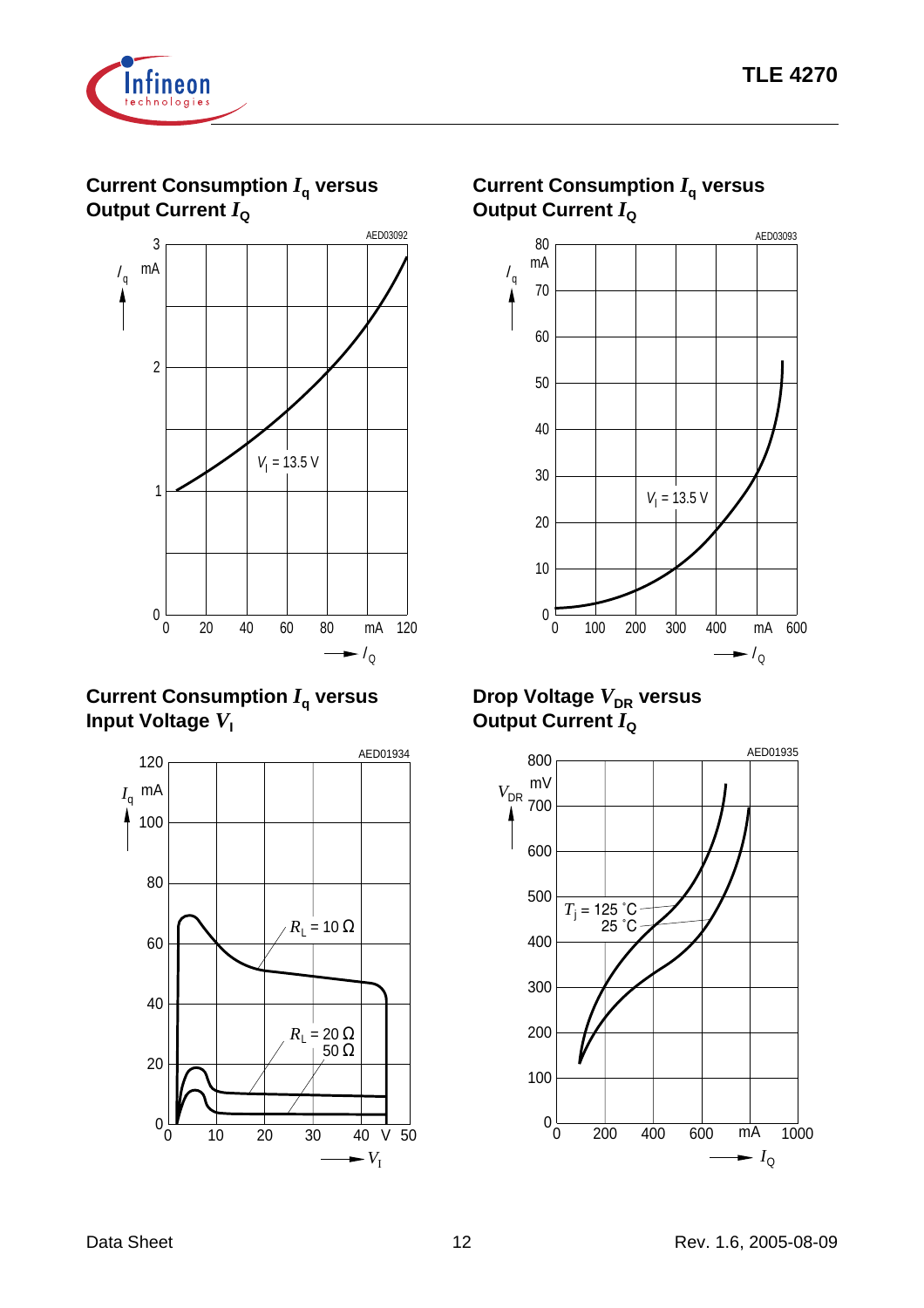## Current Consumption $I_q$ versus Output Current $I_Q$

AED03092

$V_I$ = 13.5 V

## Current Consumption $I_q$ versus Output Current $I_Q$

AED03093

$V_I$ = 13.5 V

## Current Consumption $I_q$ versus Input Voltage $V_I$

AED01934

$R_L$ = 10 Ω

$R_L$ = 20 Ω
50 Ω

## Drop Voltage $V_{DR}$ versus Output Current $I_Q$

AED01935

$T_j$ = 125 ˚C
25 ˚C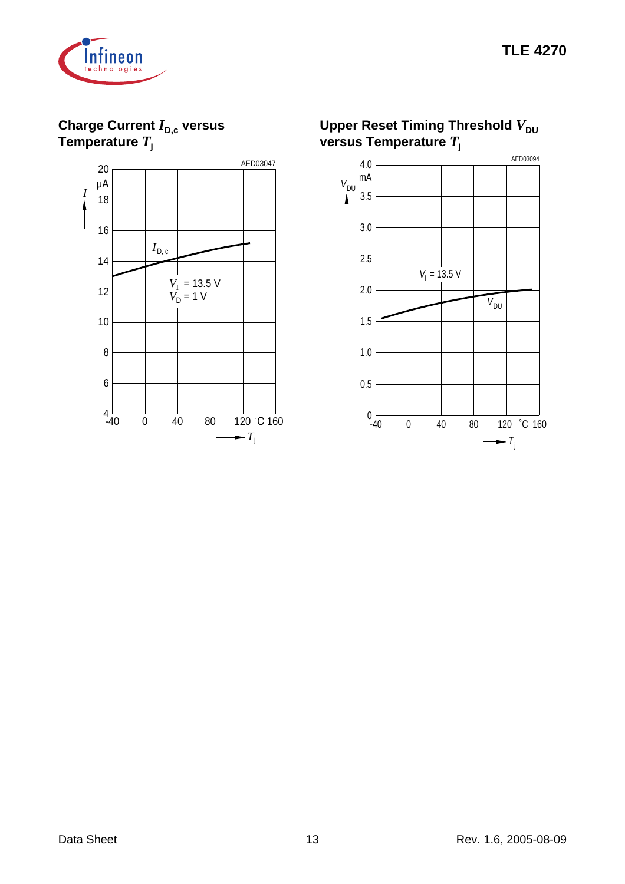### Charge Current $I_{D,c}$ versus Temperature $T_j$

AED03047

$I$ (µA) vs. $T_j$ (°C)

$I_{D,c}$

$V_I$ = 13.5 V
$V_D$ = 1 V

### Upper Reset Timing Threshold $V_{DU}$ versus Temperature $T_j$

AED03094

$V_{DU}$ (mA) vs. $T_j$ (°C)

$V_I$ = 13.5 V

$V_{DU}$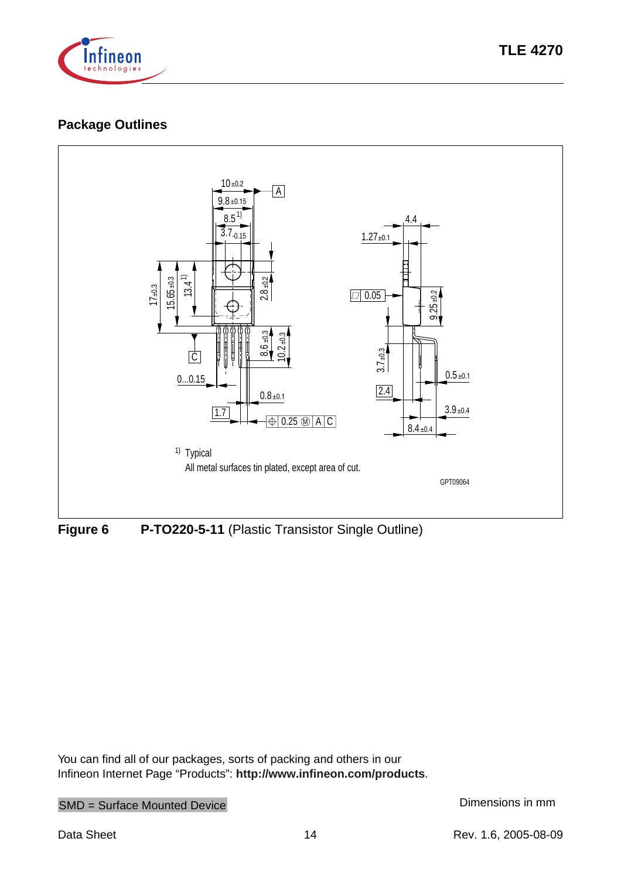## Package Outlines

[1] Typical

All metal surfaces tin plated, except area of cut.

GPT09064

**Figure 6** **P-TO220-5-11** (Plastic Transistor Single Outline)

You can find all of our packages, sorts of packing and others in our Infineon Internet Page “Products”: **http://www.infineon.com/products**.

SMD = Surface Mounted Device

Dimensions in mm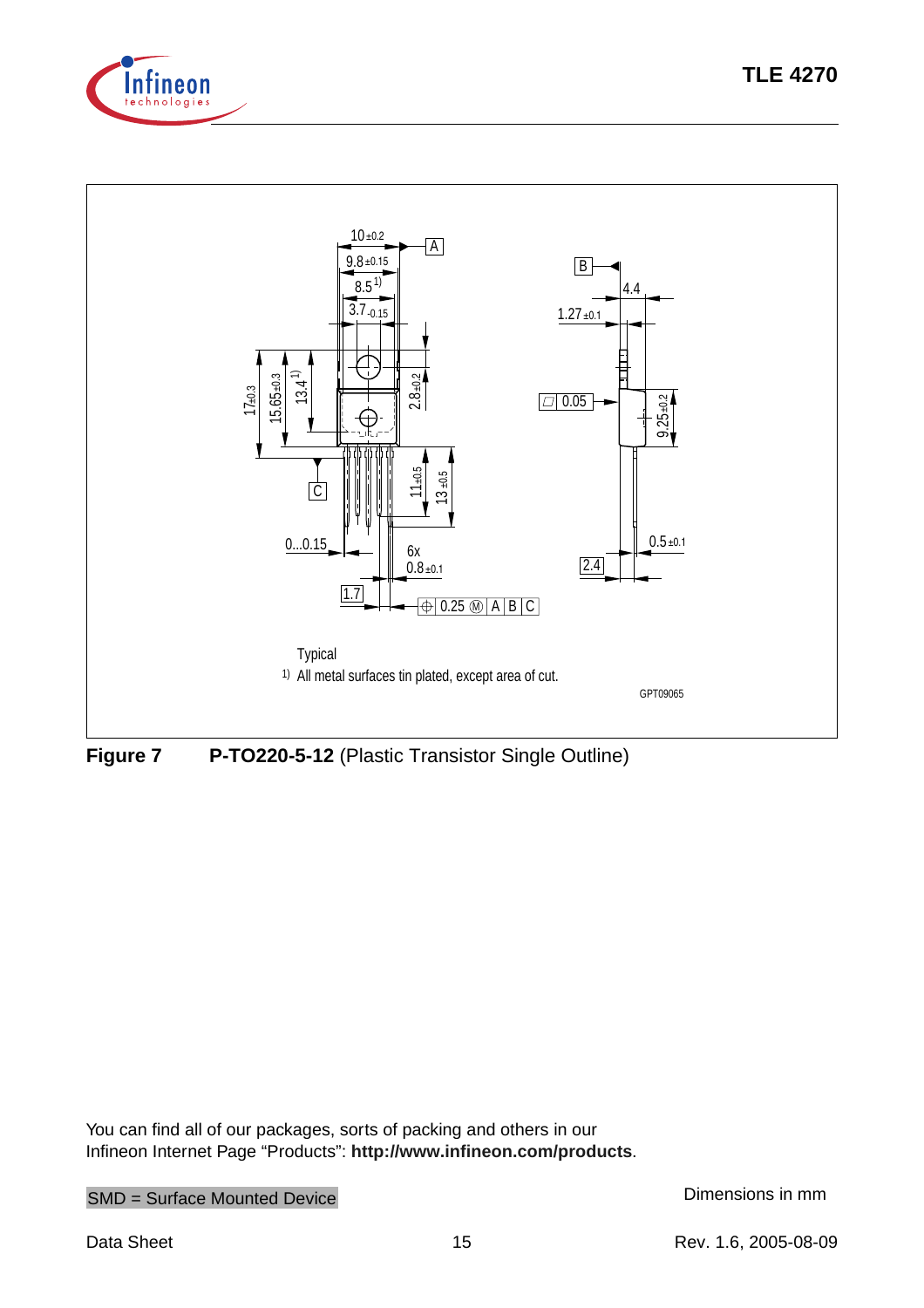Typical

1) All metal surfaces tin plated, except area of cut.

GPT09065

**Figure 7** **P-TO220-5-12** (Plastic Transistor Single Outline)

You can find all of our packages, sorts of packing and others in our Infineon Internet Page “Products”: **http://www.infineon.com/products**.

SMD = Surface Mounted Device

Dimensions in mm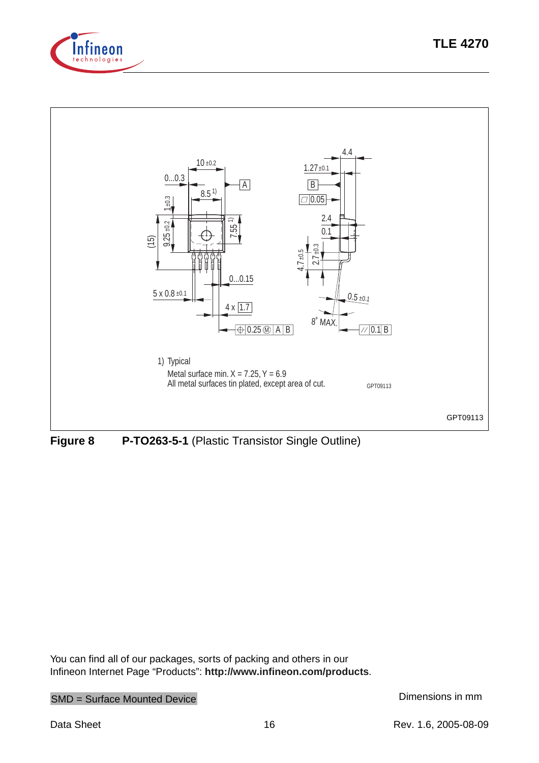1) Typical

Metal surface min. X = 7.25, Y = 6.9

All metal surfaces tin plated, except area of cut.

GPT09113

**Figure 8** **P-TO263-5-1** (Plastic Transistor Single Outline)

You can find all of our packages, sorts of packing and others in our Infineon Internet Page "Products": **http://www.infineon.com/products**.

SMD = Surface Mounted Device

Dimensions in mm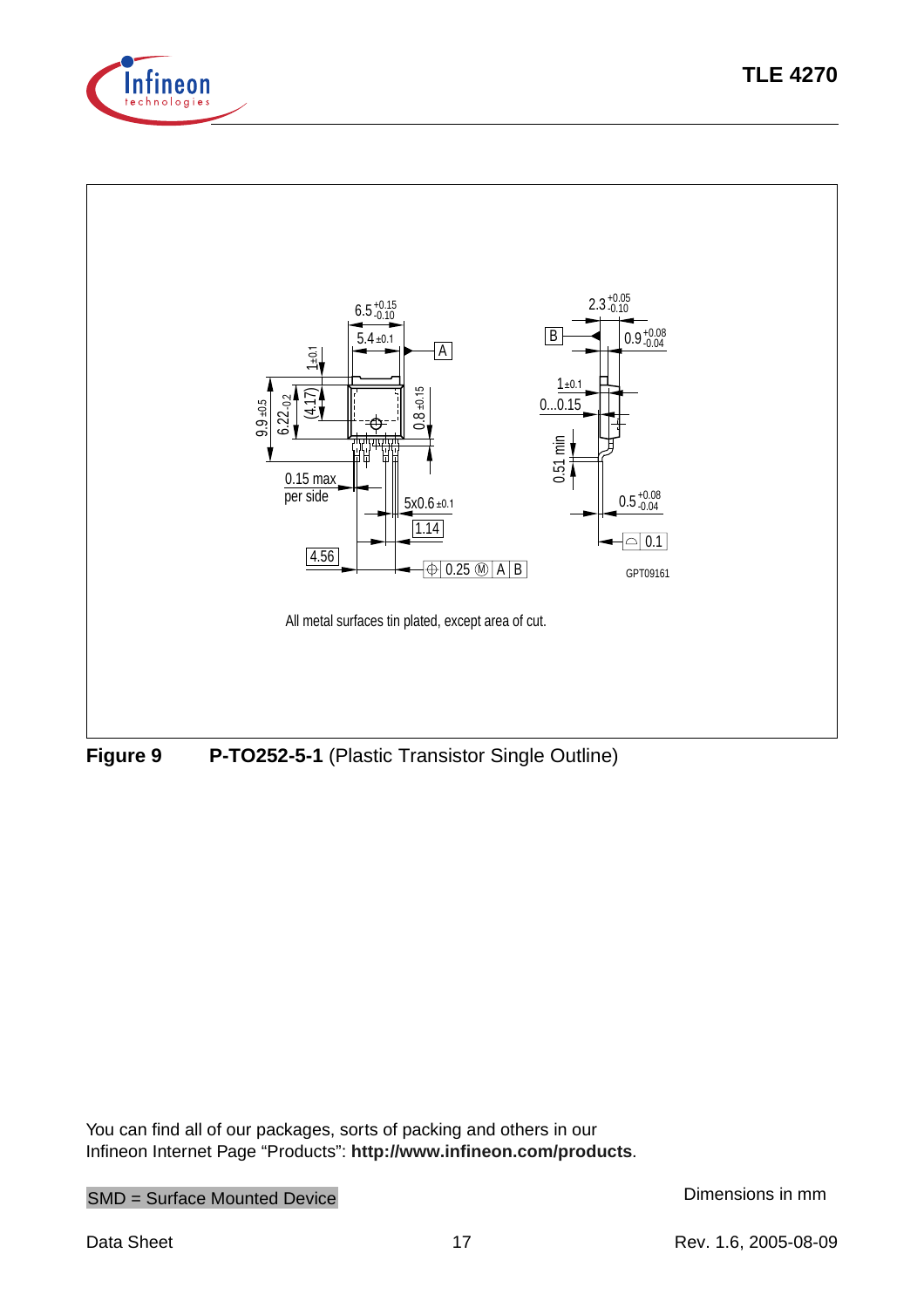All metal surfaces tin plated, except area of cut.

**Figure 9** **P-TO252-5-1** (Plastic Transistor Single Outline)

You can find all of our packages, sorts of packing and others in our Infineon Internet Page “Products”: **http://www.infineon.com/products**.

SMD = Surface Mounted Device

Dimensions in mm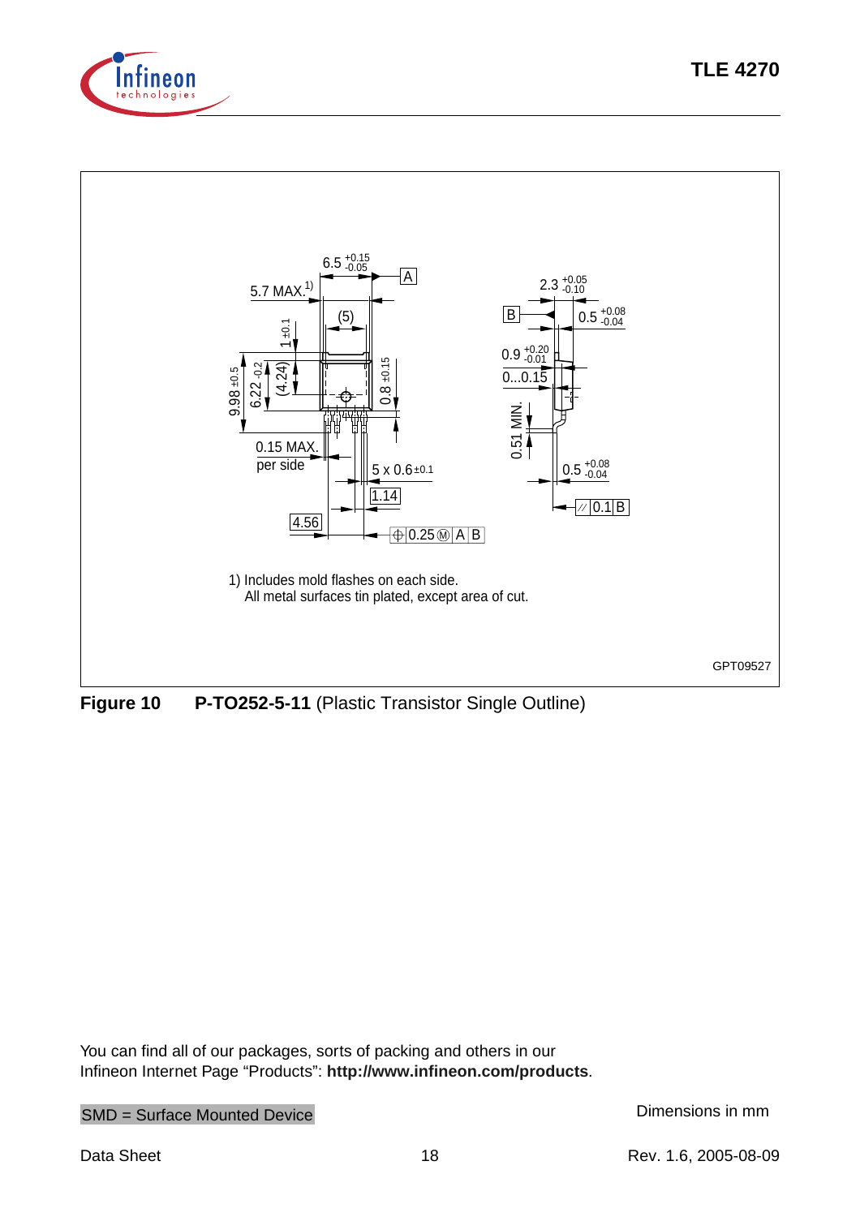1) Includes mold flashes on each side.
All metal surfaces tin plated, except area of cut.

GPT09527

**Figure 10** **P-TO252-5-11** (Plastic Transistor Single Outline)

You can find all of our packages, sorts of packing and others in our Infineon Internet Page "Products": **http://www.infineon.com/products**.

SMD = Surface Mounted Device

Dimensions in mm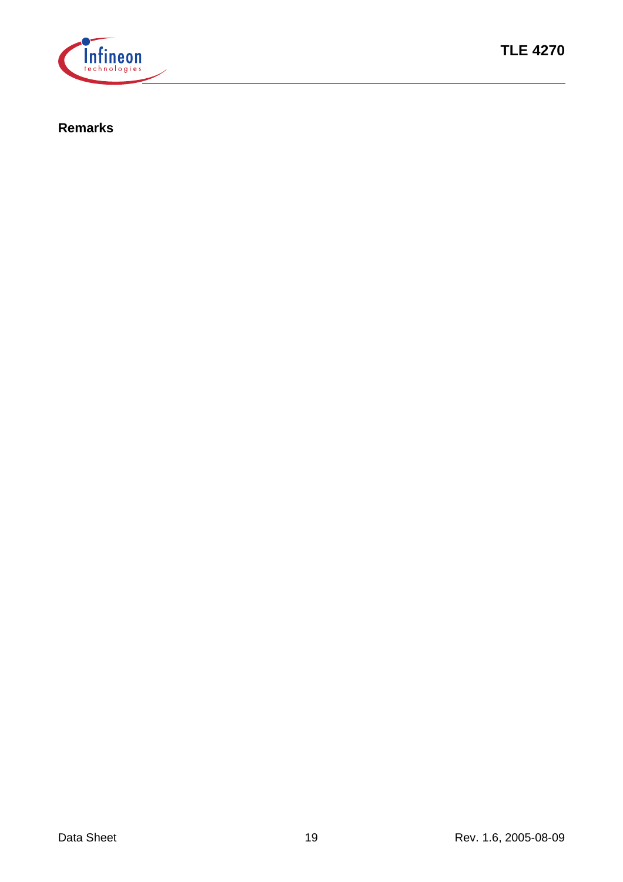## Remarks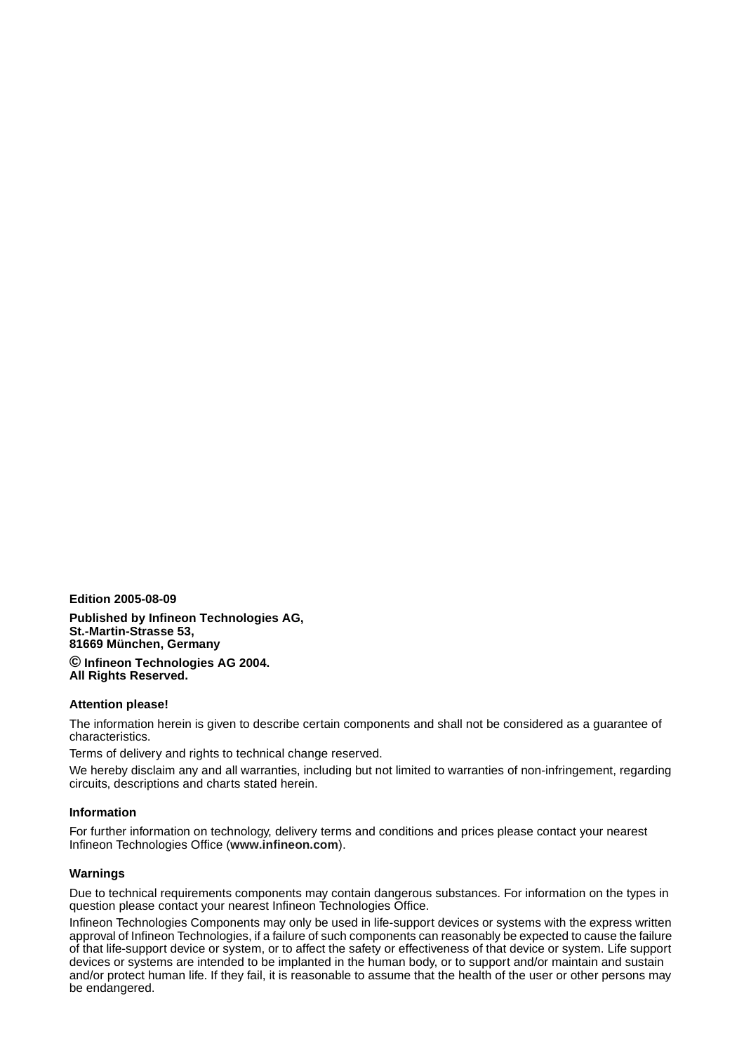**Edition 2005-08-09**

**Published by Infineon Technologies AG,**
**St.-Martin-Strasse 53,**
**81669 München, Germany**

**© Infineon Technologies AG 2004.**
**All Rights Reserved.**

#### Attention please!

The information herein is given to describe certain components and shall not be considered as a guarantee of characteristics.

Terms of delivery and rights to technical change reserved.

We hereby disclaim any and all warranties, including but not limited to warranties of non-infringement, regarding circuits, descriptions and charts stated herein.

#### Information

For further information on technology, delivery terms and conditions and prices please contact your nearest Infineon Technologies Office (**www.infineon.com**).

#### Warnings

Due to technical requirements components may contain dangerous substances. For information on the types in question please contact your nearest Infineon Technologies Office.

Infineon Technologies Components may only be used in life-support devices or systems with the express written approval of Infineon Technologies, if a failure of such components can reasonably be expected to cause the failure of that life-support device or system, or to affect the safety or effectiveness of that device or system. Life support devices or systems are intended to be implanted in the human body, or to support and/or maintain and sustain and/or protect human life. If they fail, it is reasonable to assume that the health of the user or other persons may be endangered.